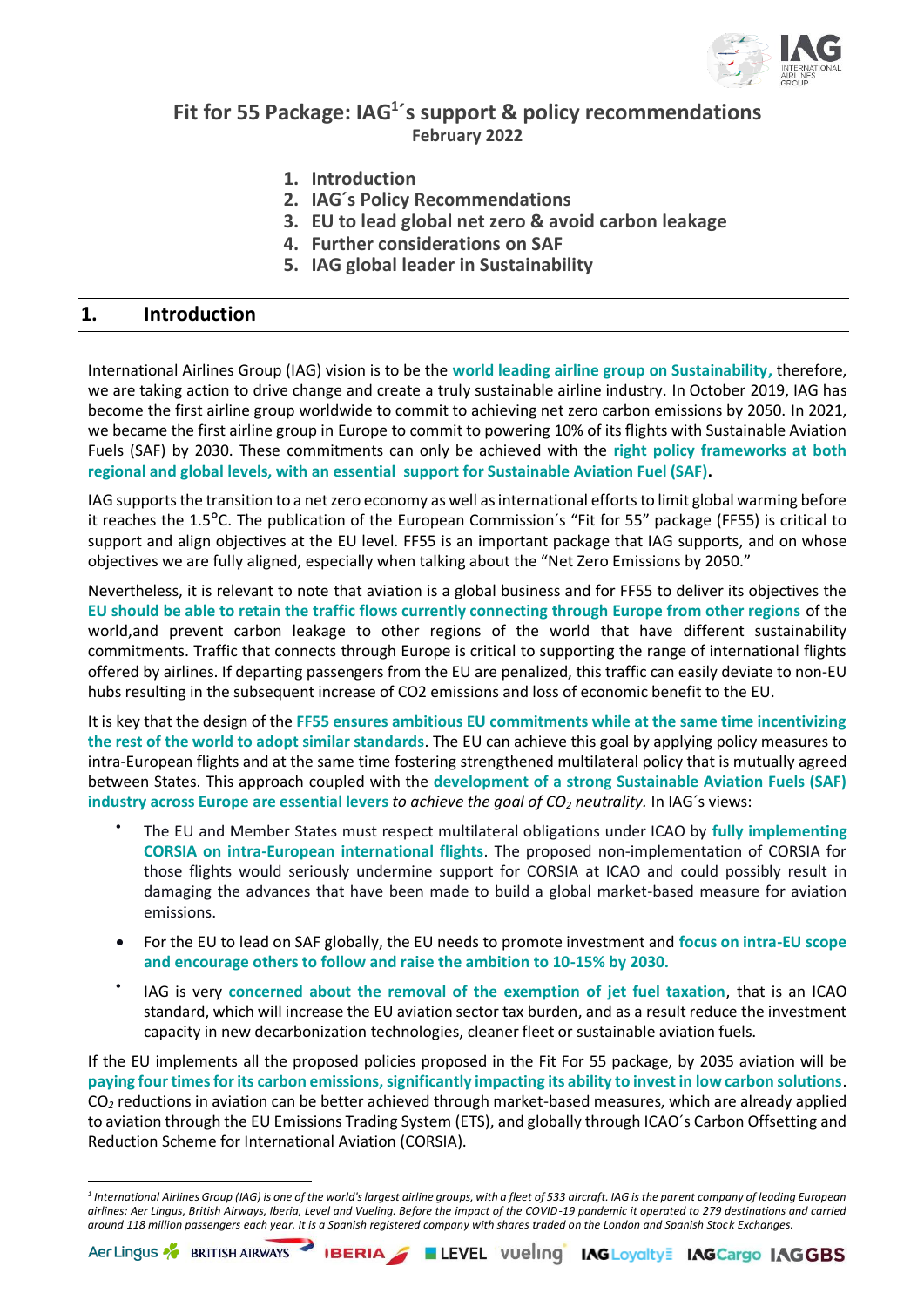# Fit for 55 Package: IAG[1]´s support & policy recommendations

**February 2022**

1. **Introduction**
2. **IAG´s Policy Recommendations**
3. **EU to lead global net zero & avoid carbon leakage**
4. **Further considerations on SAF**
5. **IAG global leader in Sustainability**

## 1. Introduction

International Airlines Group (IAG) vision is to be the **world leading airline group on Sustainability,** therefore, we are taking action to drive change and create a truly sustainable airline industry. In October 2019, IAG has become the first airline group worldwide to commit to achieving net zero carbon emissions by 2050. In 2021, we became the first airline group in Europe to commit to powering 10% of its flights with Sustainable Aviation Fuels (SAF) by 2030. These commitments can only be achieved with the **right policy frameworks at both regional and global levels, with an essential support for Sustainable Aviation Fuel (SAF).**

IAG supports the transition to a net zero economy as well as international efforts to limit global warming before it reaches the 1.5°C. The publication of the European Commission´s "Fit for 55" package (FF55) is critical to support and align objectives at the EU level. FF55 is an important package that IAG supports, and on whose objectives we are fully aligned, especially when talking about the "Net Zero Emissions by 2050."

Nevertheless, it is relevant to note that aviation is a global business and for FF55 to deliver its objectives the **EU should be able to retain the traffic flows currently connecting through Europe from other regions** of the world,and prevent carbon leakage to other regions of the world that have different sustainability commitments. Traffic that connects through Europe is critical to supporting the range of international flights offered by airlines. If departing passengers from the EU are penalized, this traffic can easily deviate to non-EU hubs resulting in the subsequent increase of CO2 emissions and loss of economic benefit to the EU.

It is key that the design of the **FF55 ensures ambitious EU commitments while at the same time incentivizing the rest of the world to adopt similar standards**. The EU can achieve this goal by applying policy measures to intra-European flights and at the same time fostering strengthened multilateral policy that is mutually agreed between States. This approach coupled with the **development of a strong Sustainable Aviation Fuels (SAF) industry across Europe are essential levers** *to achieve the goal of $CO_2$ neutrality.* In IAG´s views:

- The EU and Member States must respect multilateral obligations under ICAO by **fully implementing CORSIA on intra-European international flights**. The proposed non-implementation of CORSIA for those flights would seriously undermine support for CORSIA at ICAO and could possibly result in damaging the advances that have been made to build a global market-based measure for aviation emissions.
- For the EU to lead on SAF globally, the EU needs to promote investment and **focus on intra-EU scope and encourage others to follow and raise the ambition to 10-15% by 2030.**
- IAG is very **concerned about the removal of the exemption of jet fuel taxation**, that is an ICAO standard, which will increase the EU aviation sector tax burden, and as a result reduce the investment capacity in new decarbonization technologies, cleaner fleet or sustainable aviation fuels.

If the EU implements all the proposed policies proposed in the Fit For 55 package, by 2035 aviation will be **paying four times for its carbon emissions, significantly impacting its ability to invest in low carbon solutions**. $CO_2$ reductions in aviation can be better achieved through market-based measures, which are already applied to aviation through the EU Emissions Trading System (ETS), and globally through ICAO´s Carbon Offsetting and Reduction Scheme for International Aviation (CORSIA).

---

*[1] International Airlines Group (IAG) is one of the world's largest airline groups, with a fleet of 533 aircraft. IAG is the parent company of leading European airlines: Aer Lingus, British Airways, Iberia, Level and Vueling. Before the impact of the COVID-19 pandemic it operated to 279 destinations and carried around 118 million passengers each year. It is a Spanish registered company with shares traded on the London and Spanish Stock Exchanges.*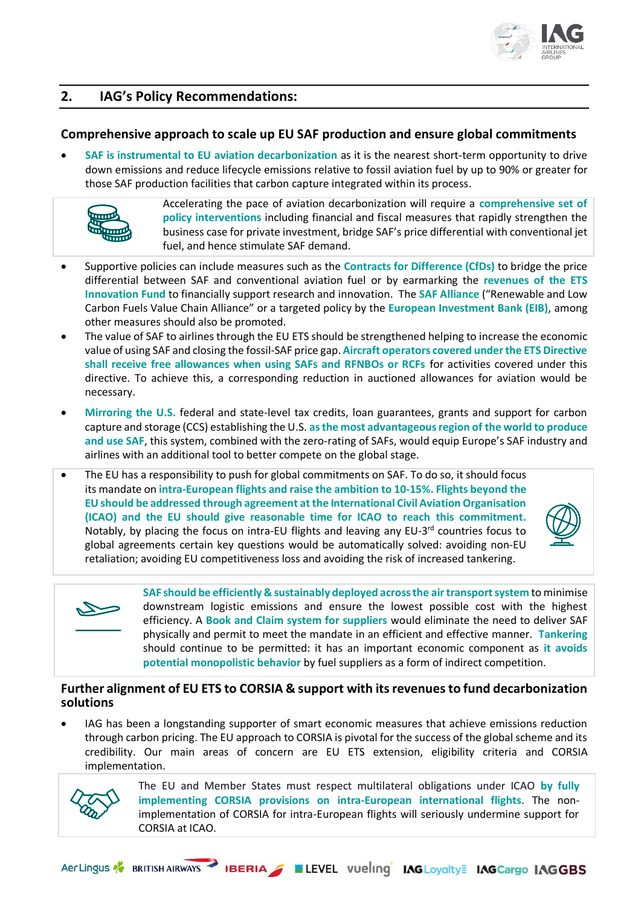## 2. IAG's Policy Recommendations:

### Comprehensive approach to scale up EU SAF production and ensure global commitments

- **SAF is instrumental to EU aviation decarbonization** as it is the nearest short-term opportunity to drive down emissions and reduce lifecycle emissions relative to fossil aviation fuel by up to 90% or greater for those SAF production facilities that carbon capture integrated within its process.

Accelerating the pace of aviation decarbonization will require a **comprehensive set of policy interventions** including financial and fiscal measures that rapidly strengthen the business case for private investment, bridge SAF's price differential with conventional jet fuel, and hence stimulate SAF demand.

- Supportive policies can include measures such as the **Contracts for Difference (CfDs)** to bridge the price differential between SAF and conventional aviation fuel or by earmarking the **revenues of the ETS Innovation Fund** to financially support research and innovation. The **SAF Alliance** ("Renewable and Low Carbon Fuels Value Chain Alliance" or a targeted policy by the **European Investment Bank (EIB)**, among other measures should also be promoted.
- The value of SAF to airlines through the EU ETS should be strengthened helping to increase the economic value of using SAF and closing the fossil-SAF price gap. **Aircraft operators covered under the ETS Directive shall receive free allowances when using SAFs and RFNBOs or RCFs** for activities covered under this directive. To achieve this, a corresponding reduction in auctioned allowances for aviation would be necessary.
- **Mirroring the U.S.** federal and state-level tax credits, loan guarantees, grants and support for carbon capture and storage (CCS) establishing the U.S. **as the most advantageous region of the world to produce and use SAF**, this system, combined with the zero-rating of SAFs, would equip Europe's SAF industry and airlines with an additional tool to better compete on the global stage.
- The EU has a responsibility to push for global commitments on SAF. To do so, it should focus its mandate on **intra-European flights and raise the ambition to 10-15%. Flights beyond the EU should be addressed through agreement at the International Civil Aviation Organisation (ICAO) and the EU should give reasonable time for ICAO to reach this commitment.** Notably, by placing the focus on intra-EU flights and leaving any EU-3rd countries focus to global agreements certain key questions would be automatically solved: avoiding non-EU retaliation; avoiding EU competitiveness loss and avoiding the risk of increased tankering.

**SAF should be efficiently & sustainably deployed across the air transport system** to minimise downstream logistic emissions and ensure the lowest possible cost with the highest efficiency. A **Book and Claim system for suppliers** would eliminate the need to deliver SAF physically and permit to meet the mandate in an efficient and effective manner. **Tankering** should continue to be permitted: it has an important economic component as **it avoids potential monopolistic behavior** by fuel suppliers as a form of indirect competition.

### Further alignment of EU ETS to CORSIA & support with its revenues to fund decarbonization solutions

- IAG has been a longstanding supporter of smart economic measures that achieve emissions reduction through carbon pricing. The EU approach to CORSIA is pivotal for the success of the global scheme and its credibility. Our main areas of concern are EU ETS extension, eligibility criteria and CORSIA implementation.

The EU and Member States must respect multilateral obligations under ICAO **by fully implementing CORSIA provisions on intra-European international flights**. The non-implementation of CORSIA for intra-European flights will seriously undermine support for CORSIA at ICAO.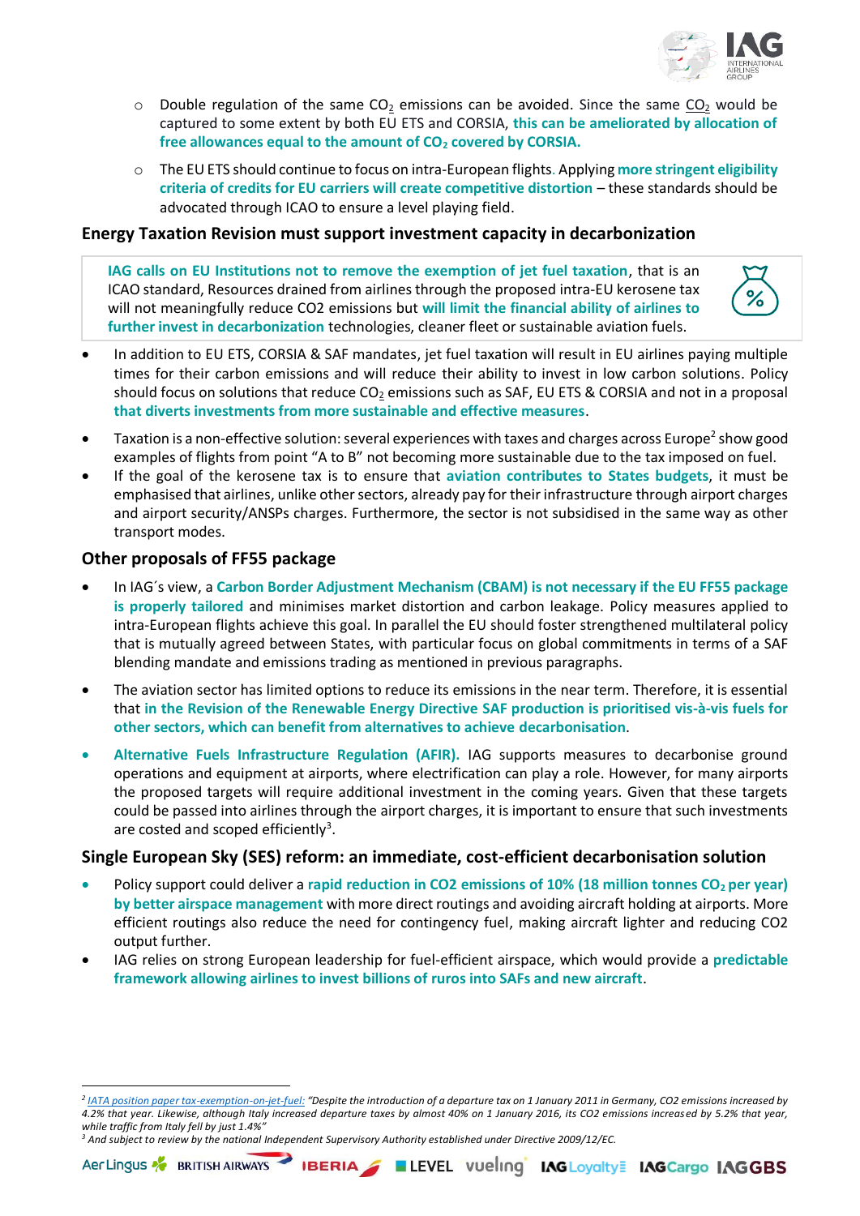- Double regulation of the same $CO_2$ emissions can be avoided. Since the same $CO_2$ would be captured to some extent by both EU ETS and CORSIA, **this can be ameliorated by allocation of free allowances equal to the amount of $CO_2$ covered by CORSIA.**
- The EU ETS should continue to focus on intra-European flights. Applying **more stringent eligibility criteria of credits for EU carriers will create competitive distortion** – these standards should be advocated through ICAO to ensure a level playing field.

## Energy Taxation Revision must support investment capacity in decarbonization

**IAG calls on EU Institutions not to remove the exemption of jet fuel taxation**, that is an ICAO standard, Resources drained from airlines through the proposed intra-EU kerosene tax will not meaningfully reduce CO2 emissions but **will limit the financial ability of airlines to further invest in decarbonization** technologies, cleaner fleet or sustainable aviation fuels.

- In addition to EU ETS, CORSIA & SAF mandates, jet fuel taxation will result in EU airlines paying multiple times for their carbon emissions and will reduce their ability to invest in low carbon solutions. Policy should focus on solutions that reduce $CO_2$ emissions such as SAF, EU ETS & CORSIA and not in a proposal **that diverts investments from more sustainable and effective measures**.
- Taxation is a non-effective solution: several experiences with taxes and charges across Europe[2] show good examples of flights from point "A to B" not becoming more sustainable due to the tax imposed on fuel.
- If the goal of the kerosene tax is to ensure that **aviation contributes to States budgets**, it must be emphasised that airlines, unlike other sectors, already pay for their infrastructure through airport charges and airport security/ANSPs charges. Furthermore, the sector is not subsidised in the same way as other transport modes.

## Other proposals of FF55 package

- In IAG´s view, a **Carbon Border Adjustment Mechanism (CBAM) is not necessary if the EU FF55 package is properly tailored** and minimises market distortion and carbon leakage. Policy measures applied to intra-European flights achieve this goal. In parallel the EU should foster strengthened multilateral policy that is mutually agreed between States, with particular focus on global commitments in terms of a SAF blending mandate and emissions trading as mentioned in previous paragraphs.
- The aviation sector has limited options to reduce its emissions in the near term. Therefore, it is essential that **in the Revision of the Renewable Energy Directive SAF production is prioritised vis-à-vis fuels for other sectors, which can benefit from alternatives to achieve decarbonisation**.
- **Alternative Fuels Infrastructure Regulation (AFIR).** IAG supports measures to decarbonise ground operations and equipment at airports, where electrification can play a role. However, for many airports the proposed targets will require additional investment in the coming years. Given that these targets could be passed into airlines through the airport charges, it is important to ensure that such investments are costed and scoped efficiently[3].

## Single European Sky (SES) reform: an immediate, cost-efficient decarbonisation solution

- Policy support could deliver a **rapid reduction in CO2 emissions of 10% (18 million tonnes $CO_2$ per year) by better airspace management** with more direct routings and avoiding aircraft holding at airports. More efficient routings also reduce the need for contingency fuel, making aircraft lighter and reducing CO2 output further.
- IAG relies on strong European leadership for fuel-efficient airspace, which would provide a **predictable framework allowing airlines to invest billions of ruros into SAFs and new aircraft**.

---

[2] IATA position paper tax-exemption-on-jet-fuel: *"Despite the introduction of a departure tax on 1 January 2011 in Germany, CO2 emissions increased by 4.2% that year. Likewise, although Italy increased departure taxes by almost 40% on 1 January 2016, its CO2 emissions increased by 5.2% that year, while traffic from Italy fell by just 1.4%"*

[3] *And subject to review by the national Independent Supervisory Authority established under Directive 2009/12/EC.*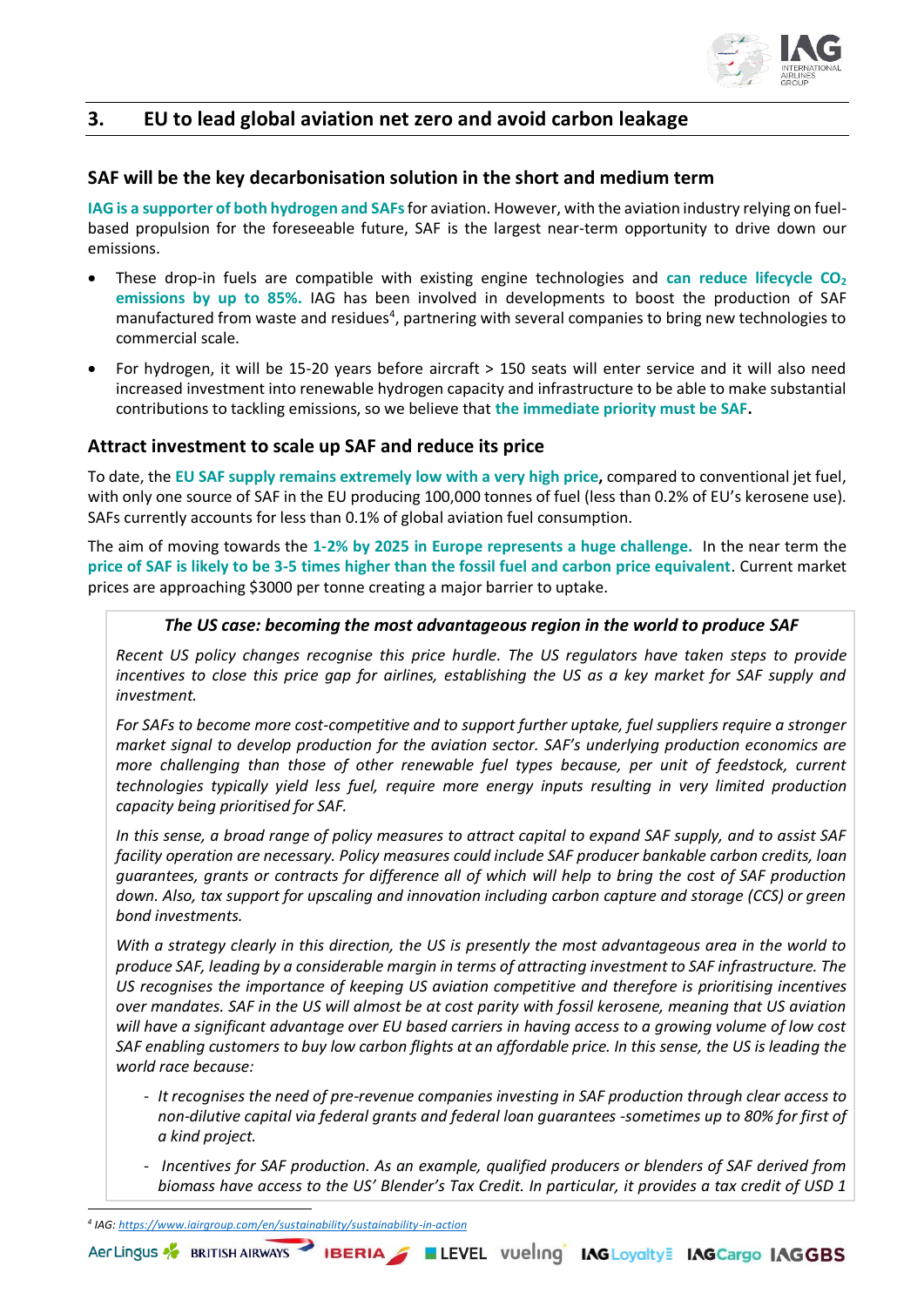## 3. EU to lead global aviation net zero and avoid carbon leakage

### SAF will be the key decarbonisation solution in the short and medium term

**IAG is a supporter of both hydrogen and SAFs** for aviation. However, with the aviation industry relying on fuel-based propulsion for the foreseeable future, SAF is the largest near-term opportunity to drive down our emissions.

- These drop-in fuels are compatible with existing engine technologies and **can reduce lifecycle $CO_2$ emissions by up to 85%.** IAG has been involved in developments to boost the production of SAF manufactured from waste and residues[4], partnering with several companies to bring new technologies to commercial scale.
- For hydrogen, it will be 15-20 years before aircraft > 150 seats will enter service and it will also need increased investment into renewable hydrogen capacity and infrastructure to be able to make substantial contributions to tackling emissions, so we believe that **the immediate priority must be SAF.**

### Attract investment to scale up SAF and reduce its price

To date, the **EU SAF supply remains extremely low with a very high price,** compared to conventional jet fuel, with only one source of SAF in the EU producing 100,000 tonnes of fuel (less than 0.2% of EU's kerosene use). SAFs currently accounts for less than 0.1% of global aviation fuel consumption.

The aim of moving towards the **1-2% by 2025 in Europe represents a huge challenge.** In the near term the **price of SAF is likely to be 3-5 times higher than the fossil fuel and carbon price equivalent**. Current market prices are approaching $3000 per tonne creating a major barrier to uptake.

***The US case: becoming the most advantageous region in the world to produce SAF***

*Recent US policy changes recognise this price hurdle. The US regulators have taken steps to provide incentives to close this price gap for airlines, establishing the US as a key market for SAF supply and investment.*

*For SAFs to become more cost-competitive and to support further uptake, fuel suppliers require a stronger market signal to develop production for the aviation sector. SAF's underlying production economics are more challenging than those of other renewable fuel types because, per unit of feedstock, current technologies typically yield less fuel, require more energy inputs resulting in very limited production capacity being prioritised for SAF.*

*In this sense, a broad range of policy measures to attract capital to expand SAF supply, and to assist SAF facility operation are necessary. Policy measures could include SAF producer bankable carbon credits, loan guarantees, grants or contracts for difference all of which will help to bring the cost of SAF production down. Also, tax support for upscaling and innovation including carbon capture and storage (CCS) or green bond investments.*

*With a strategy clearly in this direction, the US is presently the most advantageous area in the world to produce SAF, leading by a considerable margin in terms of attracting investment to SAF infrastructure. The US recognises the importance of keeping US aviation competitive and therefore is prioritising incentives over mandates. SAF in the US will almost be at cost parity with fossil kerosene, meaning that US aviation will have a significant advantage over EU based carriers in having access to a growing volume of low cost SAF enabling customers to buy low carbon flights at an affordable price. In this sense, the US is leading the world race because:*

- *It recognises the need of pre-revenue companies investing in SAF production through clear access to non-dilutive capital via federal grants and federal loan guarantees -sometimes up to 80% for first of a kind project.*
- *Incentives for SAF production. As an example, qualified producers or blenders of SAF derived from biomass have access to the US' Blender's Tax Credit. In particular, it provides a tax credit of USD 1*

[4] IAG: https://www.iairgroup.com/en/sustainability/sustainability-in-action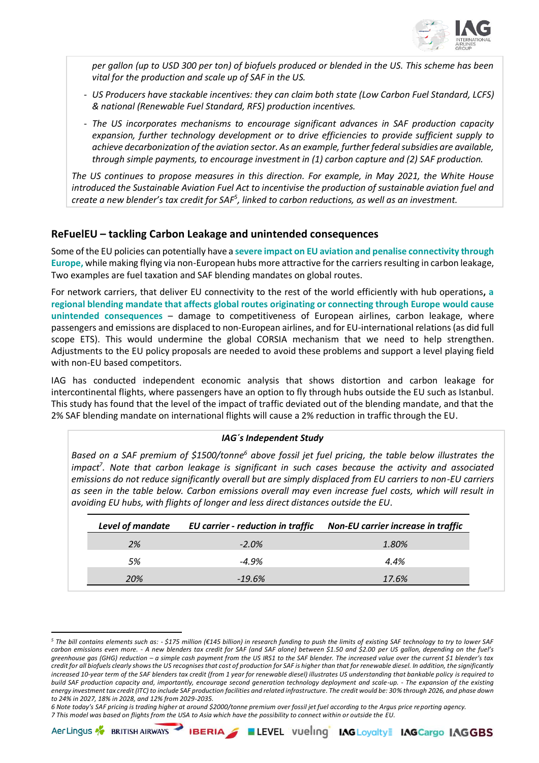*per gallon (up to USD 300 per ton) of biofuels produced or blended in the US. This scheme has been vital for the production and scale up of SAF in the US.*

- *US Producers have stackable incentives: they can claim both state (Low Carbon Fuel Standard, LCFS) & national (Renewable Fuel Standard, RFS) production incentives.*
- *The US incorporates mechanisms to encourage significant advances in SAF production capacity expansion, further technology development or to drive efficiencies to provide sufficient supply to achieve decarbonization of the aviation sector. As an example, further federal subsidies are available, through simple payments, to encourage investment in (1) carbon capture and (2) SAF production.*

*The US continues to propose measures in this direction. For example, in May 2021, the White House introduced the Sustainable Aviation Fuel Act to incentivise the production of sustainable aviation fuel and create a new blender's tax credit for SAF[5], linked to carbon reductions, as well as an investment.*

## ReFuelEU – tackling Carbon Leakage and unintended consequences

Some of the EU policies can potentially have a **severe impact on EU aviation and penalise connectivity through Europe,** while making flying via non-European hubs more attractive for the carriers resulting in carbon leakage, Two examples are fuel taxation and SAF blending mandates on global routes.

For network carriers, that deliver EU connectivity to the rest of the world efficiently with hub operations**, a regional blending mandate that affects global routes originating or connecting through Europe would cause unintended consequences** – damage to competitiveness of European airlines, carbon leakage, where passengers and emissions are displaced to non-European airlines, and for EU-international relations (as did full scope ETS). This would undermine the global CORSIA mechanism that we need to help strengthen. Adjustments to the EU policy proposals are needed to avoid these problems and support a level playing field with non-EU based competitors.

IAG has conducted independent economic analysis that shows distortion and carbon leakage for intercontinental flights, where passengers have an option to fly through hubs outside the EU such as Istanbul. This study has found that the level of the impact of traffic deviated out of the blending mandate, and that the 2% SAF blending mandate on international flights will cause a 2% reduction in traffic through the EU.

***IAG´s Independent Study***

*Based on a SAF premium of $1500/tonne[6] above fossil jet fuel pricing, the table below illustrates the impact[7]. Note that carbon leakage is significant in such cases because the activity and associated emissions do not reduce significantly overall but are simply displaced from EU carriers to non-EU carriers as seen in the table below. Carbon emissions overall may even increase fuel costs, which will result in avoiding EU hubs, with flights of longer and less direct distances outside the EU.*

| *Level of mandate* | *EU carrier - reduction in traffic* | *Non-EU carrier increase in traffic* |
|---|---|---|
| *2%* | *-2.0%* | *1.80%* |
| *5%* | *-4.9%* | *4.4%* |
| *20%* | *-19.6%* | *17.6%* |

---

*[5] The bill contains elements such as: - $175 million (€145 billion) in research funding to push the limits of existing SAF technology to try to lower SAF carbon emissions even more. - A new blenders tax credit for SAF (and SAF alone) between $1.50 and $2.00 per US gallon, depending on the fuel's greenhouse gas (GHG) reduction – a simple cash payment from the US IRS1 to the SAF blender. The increased value over the current $1 blender's tax credit for all biofuels clearly shows the US recognises that cost of production for SAF is higher than that for renewable diesel. In addition, the significantly increased 10-year term of the SAF blenders tax credit (from 1 year for renewable diesel) illustrates US understanding that bankable policy is required to build SAF production capacity and, importantly, encourage second generation technology deployment and scale-up. - The expansion of the existing energy investment tax credit (ITC) to include SAF production facilities and related infrastructure. The credit would be: 30% through 2026, and phase down to 24% in 2027, 18% in 2028, and 12% from 2029-2035.*

*6 Note today's SAF pricing is trading higher at around $2000/tonne premium over fossil jet fuel according to the Argus price reporting agency.*

*7 This model was based on flights from the USA to Asia which have the possibility to connect within or outside the EU.*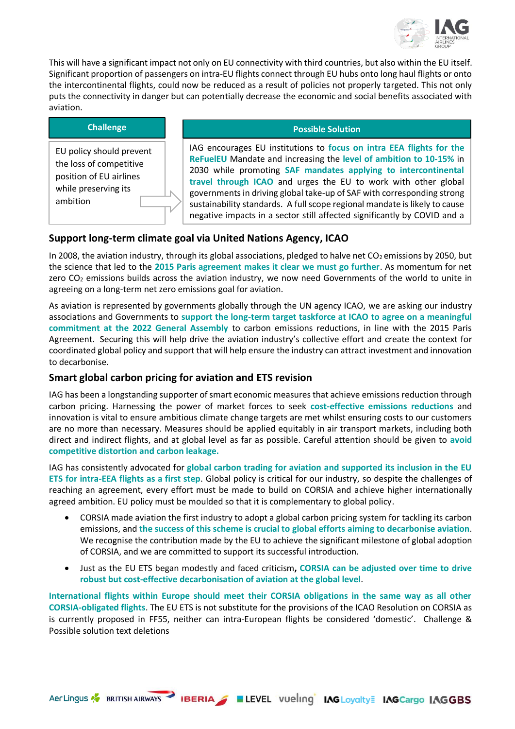This will have a significant impact not only on EU connectivity with third countries, but also within the EU itself. Significant proportion of passengers on intra-EU flights connect through EU hubs onto long haul flights or onto the intercontinental flights, could now be reduced as a result of policies not properly targeted. This not only puts the connectivity in danger but can potentially decrease the economic and social benefits associated with aviation.

| Challenge | Possible Solution |
|---|---|
| EU policy should prevent the loss of competitive position of EU airlines while preserving its ambition | IAG encourages EU institutions to **focus on intra EEA flights for the ReFuelEU** Mandate and increasing the **level of ambition to 10-15%** in 2030 while promoting **SAF mandates applying to intercontinental travel through ICAO** and urges the EU to work with other global governments in driving global take-up of SAF with corresponding strong sustainability standards. A full scope regional mandate is likely to cause negative impacts in a sector still affected significantly by COVID and a |

## Support long-term climate goal via United Nations Agency, ICAO

In 2008, the aviation industry, through its global associations, pledged to halve net $CO_2$ emissions by 2050, but the science that led to the **2015 Paris agreement makes it clear we must go further**. As momentum for net zero $CO_2$ emissions builds across the aviation industry, we now need Governments of the world to unite in agreeing on a long-term net zero emissions goal for aviation.

As aviation is represented by governments globally through the UN agency ICAO, we are asking our industry associations and Governments to **support the long-term target taskforce at ICAO to agree on a meaningful commitment at the 2022 General Assembly** to carbon emissions reductions, in line with the 2015 Paris Agreement. Securing this will help drive the aviation industry's collective effort and create the context for coordinated global policy and support that will help ensure the industry can attract investment and innovation to decarbonise.

## Smart global carbon pricing for aviation and ETS revision

IAG has been a longstanding supporter of smart economic measures that achieve emissions reduction through carbon pricing. Harnessing the power of market forces to seek **cost-effective emissions reductions** and innovation is vital to ensure ambitious climate change targets are met whilst ensuring costs to our customers are no more than necessary. Measures should be applied equitably in air transport markets, including both direct and indirect flights, and at global level as far as possible. Careful attention should be given to **avoid competitive distortion and carbon leakage.**

IAG has consistently advocated for **global carbon trading for aviation and supported its inclusion in the EU ETS for intra-EEA flights as a first step**. Global policy is critical for our industry, so despite the challenges of reaching an agreement, every effort must be made to build on CORSIA and achieve higher internationally agreed ambition. EU policy must be moulded so that it is complementary to global policy.

- CORSIA made aviation the first industry to adopt a global carbon pricing system for tackling its carbon emissions, and **the success of this scheme is crucial to global efforts aiming to decarbonise aviation**. We recognise the contribution made by the EU to achieve the significant milestone of global adoption of CORSIA, and we are committed to support its successful introduction.
- Just as the EU ETS began modestly and faced criticism**, CORSIA can be adjusted over time to drive robust but cost-effective decarbonisation of aviation at the global level**.

**International flights within Europe should meet their CORSIA obligations in the same way as all other CORSIA-obligated flights**. The EU ETS is not substitute for the provisions of the ICAO Resolution on CORSIA as is currently proposed in FF55, neither can intra-European flights be considered 'domestic'. Challenge & Possible solution text deletions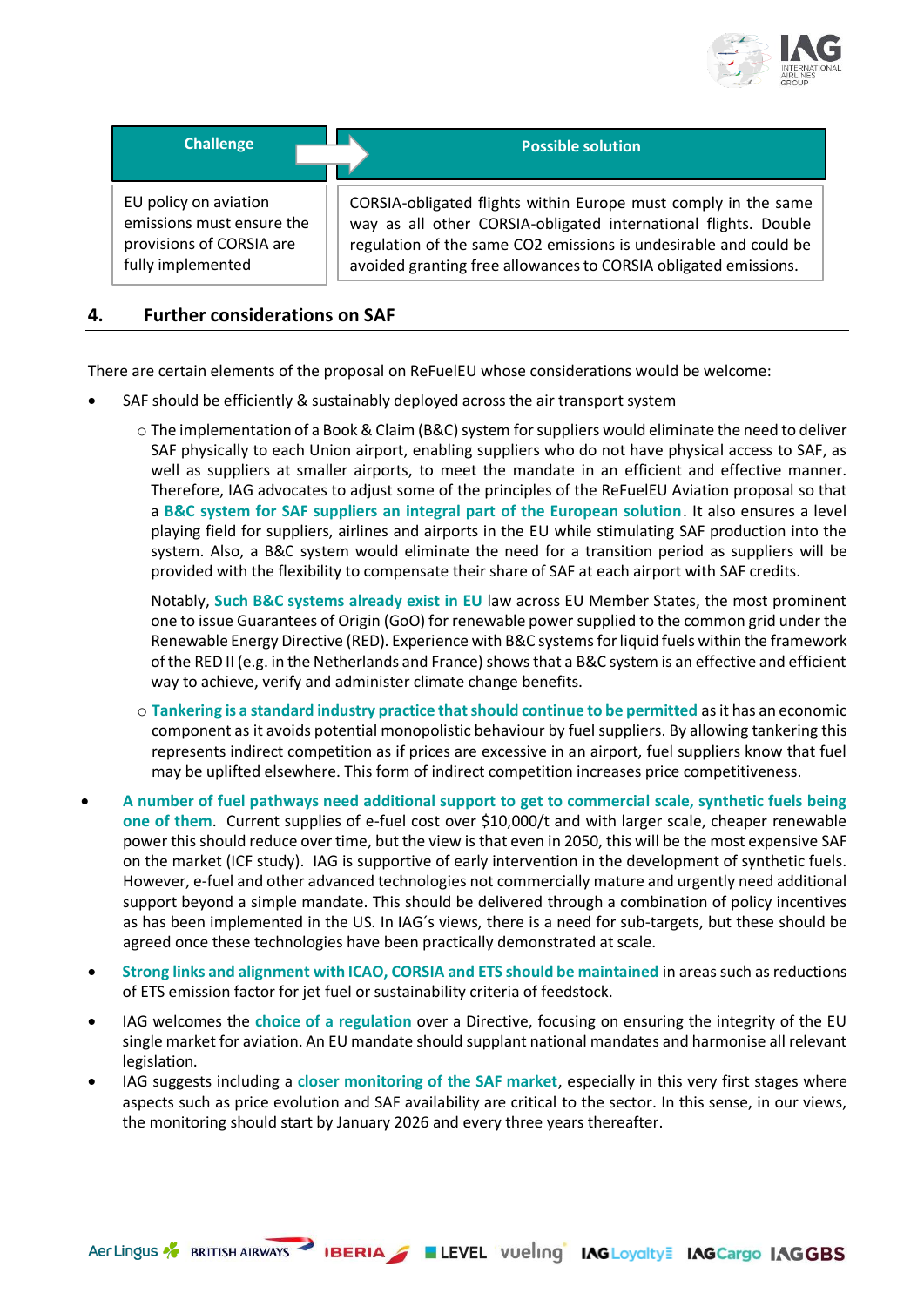| Challenge | Possible solution |
|---|---|
| EU policy on aviation emissions must ensure the provisions of CORSIA are fully implemented | CORSIA-obligated flights within Europe must comply in the same way as all other CORSIA-obligated international flights. Double regulation of the same CO2 emissions is undesirable and could be avoided granting free allowances to CORSIA obligated emissions. |

## 4. Further considerations on SAF

There are certain elements of the proposal on ReFuelEU whose considerations would be welcome:

- SAF should be efficiently & sustainably deployed across the air transport system
    - The implementation of a Book & Claim (B&C) system for suppliers would eliminate the need to deliver SAF physically to each Union airport, enabling suppliers who do not have physical access to SAF, as well as suppliers at smaller airports, to meet the mandate in an efficient and effective manner. Therefore, IAG advocates to adjust some of the principles of the ReFuelEU Aviation proposal so that a **B&C system for SAF suppliers an integral part of the European solution**. It also ensures a level playing field for suppliers, airlines and airports in the EU while stimulating SAF production into the system. Also, a B&C system would eliminate the need for a transition period as suppliers will be provided with the flexibility to compensate their share of SAF at each airport with SAF credits.

      Notably, **Such B&C systems already exist in EU** law across EU Member States, the most prominent one to issue Guarantees of Origin (GoO) for renewable power supplied to the common grid under the Renewable Energy Directive (RED). Experience with B&C systems for liquid fuels within the framework of the RED II (e.g. in the Netherlands and France) shows that a B&C system is an effective and efficient way to achieve, verify and administer climate change benefits.
    - **Tankering is a standard industry practice that should continue to be permitted** as it has an economic component as it avoids potential monopolistic behaviour by fuel suppliers. By allowing tankering this represents indirect competition as if prices are excessive in an airport, fuel suppliers know that fuel may be uplifted elsewhere. This form of indirect competition increases price competitiveness.
- **A number of fuel pathways need additional support to get to commercial scale, synthetic fuels being one of them**. Current supplies of e-fuel cost over $10,000/t and with larger scale, cheaper renewable power this should reduce over time, but the view is that even in 2050, this will be the most expensive SAF on the market (ICF study). IAG is supportive of early intervention in the development of synthetic fuels. However, e-fuel and other advanced technologies not commercially mature and urgently need additional support beyond a simple mandate. This should be delivered through a combination of policy incentives as has been implemented in the US. In IAG´s views, there is a need for sub-targets, but these should be agreed once these technologies have been practically demonstrated at scale.
- **Strong links and alignment with ICAO, CORSIA and ETS should be maintained** in areas such as reductions of ETS emission factor for jet fuel or sustainability criteria of feedstock.
- IAG welcomes the **choice of a regulation** over a Directive, focusing on ensuring the integrity of the EU single market for aviation. An EU mandate should supplant national mandates and harmonise all relevant legislation.
- IAG suggests including a **closer monitoring of the SAF market**, especially in this very first stages where aspects such as price evolution and SAF availability are critical to the sector. In this sense, in our views, the monitoring should start by January 2026 and every three years thereafter.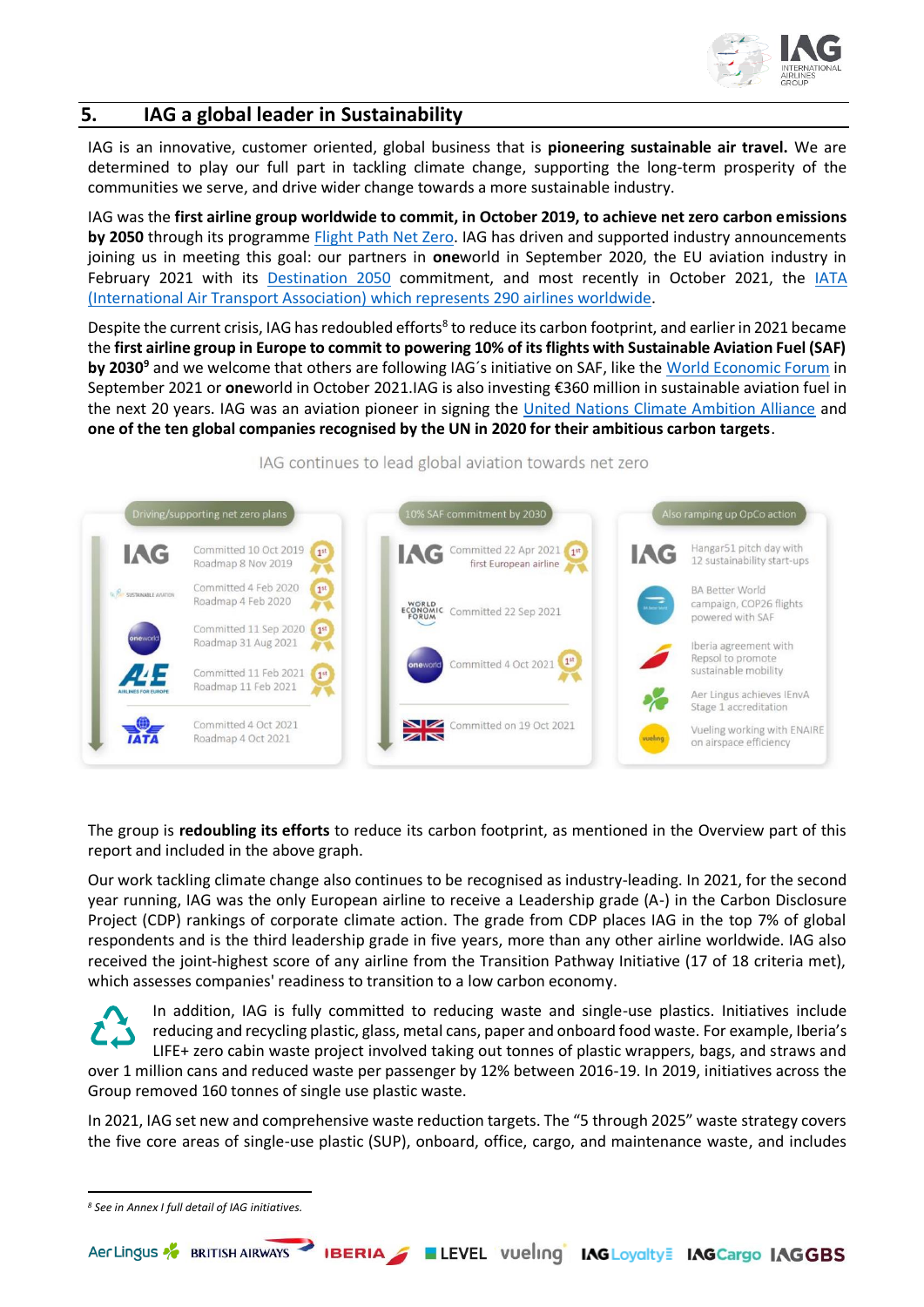## 5. IAG a global leader in Sustainability

IAG is an innovative, customer oriented, global business that is **pioneering sustainable air travel.** We are determined to play our full part in tackling climate change, supporting the long-term prosperity of the communities we serve, and drive wider change towards a more sustainable industry.

IAG was the **first airline group worldwide to commit, in October 2019, to achieve net zero carbon emissions by 2050** through its programme Flight Path Net Zero. IAG has driven and supported industry announcements joining us in meeting this goal: our partners in **one**world in September 2020, the EU aviation industry in February 2021 with its Destination 2050 commitment, and most recently in October 2021, the IATA (International Air Transport Association) which represents 290 airlines worldwide.

Despite the current crisis, IAG has redoubled efforts[8] to reduce its carbon footprint, and earlier in 2021 became the **first airline group in Europe to commit to powering 10% of its flights with Sustainable Aviation Fuel (SAF) by 2030**[9] and we welcome that others are following IAG´s initiative on SAF, like the World Economic Forum in September 2021 or **one**world in October 2021.IAG is also investing €360 million in sustainable aviation fuel in the next 20 years. IAG was an aviation pioneer in signing the United Nations Climate Ambition Alliance and **one of the ten global companies recognised by the UN in 2020 for their ambitious carbon targets**.

IAG continues to lead global aviation towards net zero

| Driving/supporting net zero plans | | 10% SAF commitment by 2030 | | Also ramping up OpCo action | |
|---|---|---|---|---|---|
| IAG | Committed 10 Oct 2019 (1st)<br>Roadmap 8 Nov 2019 | IAG | Committed 22 Apr 2021 (1st)<br>first European airline | IAG | Hangar51 pitch day with 12 sustainability start-ups |
| Sustainable Aviation | Committed 4 Feb 2020 (1st)<br>Roadmap 4 Feb 2020 | World Economic Forum | Committed 22 Sep 2021 | British Airways | BA Better World campaign, COP26 flights powered with SAF |
| oneworld | Committed 11 Sep 2020 (1st)<br>Roadmap 31 Aug 2021 | oneworld | Committed 4 Oct 2021 (1st) | Iberia | Iberia agreement with Repsol to promote sustainable mobility |
| A4E | Committed 11 Feb 2021 (1st)<br>Roadmap 11 Feb 2021 | UK | Committed on 19 Oct 2021 | Aer Lingus | Aer Lingus achieves IEnvA Stage 1 accreditation |
| IATA | Committed 4 Oct 2021<br>Roadmap 4 Oct 2021 | | | Vueling | Vueling working with ENAIRE on airspace efficiency |

The group is **redoubling its efforts** to reduce its carbon footprint, as mentioned in the Overview part of this report and included in the above graph.

Our work tackling climate change also continues to be recognised as industry-leading. In 2021, for the second year running, IAG was the only European airline to receive a Leadership grade (A-) in the Carbon Disclosure Project (CDP) rankings of corporate climate action. The grade from CDP places IAG in the top 7% of global respondents and is the third leadership grade in five years, more than any other airline worldwide. IAG also received the joint-highest score of any airline from the Transition Pathway Initiative (17 of 18 criteria met), which assesses companies' readiness to transition to a low carbon economy.

In addition, IAG is fully committed to reducing waste and single-use plastics. Initiatives include reducing and recycling plastic, glass, metal cans, paper and onboard food waste. For example, Iberia's LIFE+ zero cabin waste project involved taking out tonnes of plastic wrappers, bags, and straws and over 1 million cans and reduced waste per passenger by 12% between 2016-19. In 2019, initiatives across the Group removed 160 tonnes of single use plastic waste.

In 2021, IAG set new and comprehensive waste reduction targets. The "5 through 2025" waste strategy covers the five core areas of single-use plastic (SUP), onboard, office, cargo, and maintenance waste, and includes

[8] *See in Annex I full detail of IAG initiatives.*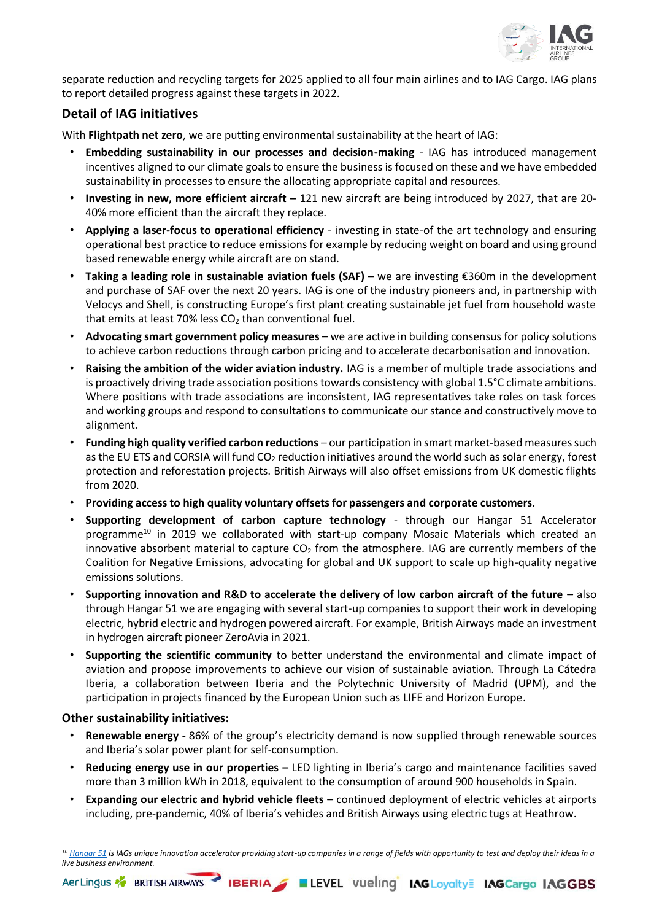separate reduction and recycling targets for 2025 applied to all four main airlines and to IAG Cargo. IAG plans to report detailed progress against these targets in 2022.

## Detail of IAG initiatives

With **Flightpath net zero**, we are putting environmental sustainability at the heart of IAG:

- **Embedding sustainability in our processes and decision-making** - IAG has introduced management incentives aligned to our climate goals to ensure the business is focused on these and we have embedded sustainability in processes to ensure the allocating appropriate capital and resources.
- **Investing in new, more efficient aircraft –** 121 new aircraft are being introduced by 2027, that are 20-40% more efficient than the aircraft they replace.
- **Applying a laser-focus to operational efficiency** - investing in state-of the art technology and ensuring operational best practice to reduce emissions for example by reducing weight on board and using ground based renewable energy while aircraft are on stand.
- **Taking a leading role in sustainable aviation fuels (SAF)** – we are investing €360m in the development and purchase of SAF over the next 20 years. IAG is one of the industry pioneers and**,** in partnership with Velocys and Shell, is constructing Europe's first plant creating sustainable jet fuel from household waste that emits at least 70% less $CO_2$ than conventional fuel.
- **Advocating smart government policy measures** – we are active in building consensus for policy solutions to achieve carbon reductions through carbon pricing and to accelerate decarbonisation and innovation.
- **Raising the ambition of the wider aviation industry.** IAG is a member of multiple trade associations and is proactively driving trade association positions towards consistency with global 1.5°C climate ambitions. Where positions with trade associations are inconsistent, IAG representatives take roles on task forces and working groups and respond to consultations to communicate our stance and constructively move to alignment.
- **Funding high quality verified carbon reductions** – our participation in smart market-based measures such as the EU ETS and CORSIA will fund $CO_2$ reduction initiatives around the world such as solar energy, forest protection and reforestation projects. British Airways will also offset emissions from UK domestic flights from 2020.
- **Providing access to high quality voluntary offsets for passengers and corporate customers.**
- **Supporting development of carbon capture technology** - through our Hangar 51 Accelerator programme[10] in 2019 we collaborated with start-up company Mosaic Materials which created an innovative absorbent material to capture $CO_2$ from the atmosphere. IAG are currently members of the Coalition for Negative Emissions, advocating for global and UK support to scale up high-quality negative emissions solutions.
- **Supporting innovation and R&D to accelerate the delivery of low carbon aircraft of the future** – also through Hangar 51 we are engaging with several start-up companies to support their work in developing electric, hybrid electric and hydrogen powered aircraft. For example, British Airways made an investment in hydrogen aircraft pioneer ZeroAvia in 2021.
- **Supporting the scientific community** to better understand the environmental and climate impact of aviation and propose improvements to achieve our vision of sustainable aviation. Through La Cátedra Iberia, a collaboration between Iberia and the Polytechnic University of Madrid (UPM), and the participation in projects financed by the European Union such as LIFE and Horizon Europe.

### Other sustainability initiatives:

- **Renewable energy -** 86% of the group's electricity demand is now supplied through renewable sources and Iberia's solar power plant for self-consumption.
- **Reducing energy use in our properties –** LED lighting in Iberia's cargo and maintenance facilities saved more than 3 million kWh in 2018, equivalent to the consumption of around 900 households in Spain.
- **Expanding our electric and hybrid vehicle fleets** – continued deployment of electric vehicles at airports including, pre-pandemic, 40% of Iberia's vehicles and British Airways using electric tugs at Heathrow.

[10] *Hangar 51 is IAGs unique innovation accelerator providing start-up companies in a range of fields with opportunity to test and deploy their ideas in a live business environment.*